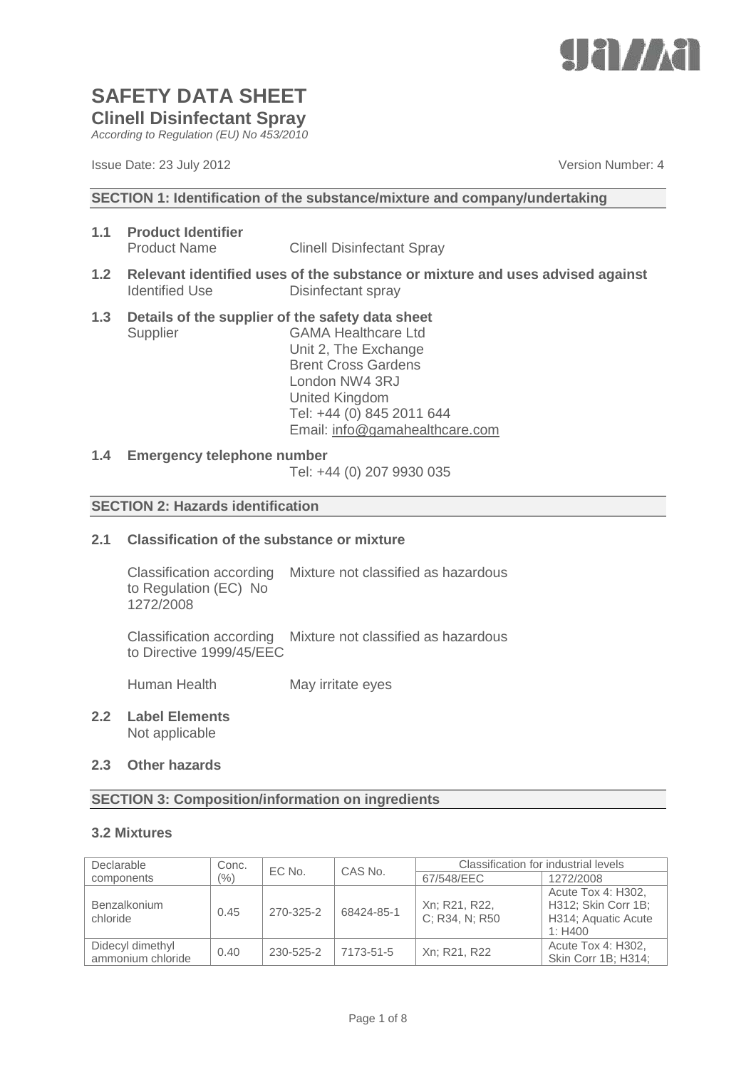# SAFETY DATA SHEET

## Clinell Disinfectant Spray

*According to Regulation (EU) No 453/2010*

Issue Date: 23 July 2012 Version Number: 4

### SECTION 1: Identification of the substance/mixture and company/undertaking

**1.1 Product Identifier**

Product Name Clinell Disinfectant Spray

**1.2 Relevant identified uses of the substance or mixture and uses advised against**

Identified Use Disinfectant spray

**1.3 Details of the supplier of the safety data sheet**

Supplier GAMA Healthcare Ltd
Unit 2, The Exchange
Brent Cross Gardens
London NW4 3RJ
United Kingdom
Tel: +44 (0) 845 2011 644
Email: info@gamahealthcare.com

**1.4 Emergency telephone number**

Tel: +44 (0) 207 9930 035

### SECTION 2: Hazards identification

**2.1 Classification of the substance or mixture**

Classification according to Regulation (EC) No 1272/2008: Mixture not classified as hazardous

Classification according to Directive 1999/45/EEC: Mixture not classified as hazardous

Human Health: May irritate eyes

**2.2 Label Elements**

Not applicable

**2.3 Other hazards**

### SECTION 3: Composition/information on ingredients

**3.2 Mixtures**

| Declarable components | Conc. (%) | EC No. | CAS No. | Classification for industrial levels | |
|---|---|---|---|---|---|
| | | | | 67/548/EEC | 1272/2008 |
| Benzalkonium chloride | 0.45 | 270-325-2 | 68424-85-1 | Xn; R21, R22, C; R34, N; R50 | Acute Tox 4: H302, H312; Skin Corr 1B; H314; Aquatic Acute 1: H400 |
| Didecyl dimethyl ammonium chloride | 0.40 | 230-525-2 | 7173-51-5 | Xn; R21, R22 | Acute Tox 4: H302, Skin Corr 1B; H314; |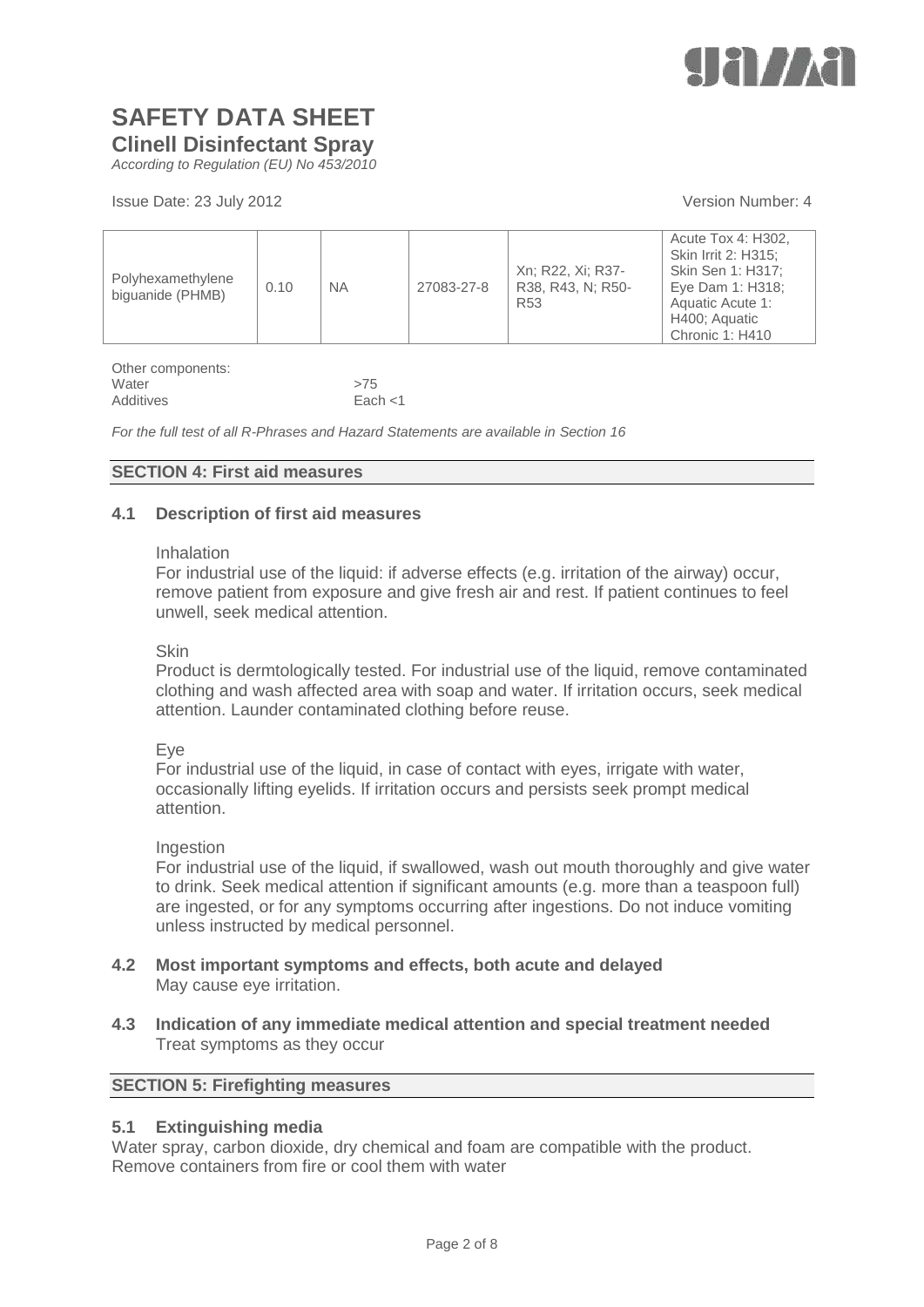| Polyhexamethylene biguanide (PHMB) | 0.10 | NA | 27083-27-8 | Xn; R22, Xi; R37-R38, R43, N; R50-R53 | Acute Tox 4: H302, Skin Irrit 2: H315; Skin Sen 1: H317; Eye Dam 1: H318; Aquatic Acute 1: H400; Aquatic Chronic 1: H410 |
|---|---|---|---|---|---|

Other components:

| | |
|---|---|
| Water | >75 |
| Additives | Each <1 |

*For the full test of all R-Phrases and Hazard Statements are available in Section 16*

## SECTION 4: First aid measures

### 4.1 Description of first aid measures

Inhalation

For industrial use of the liquid: if adverse effects (e.g. irritation of the airway) occur, remove patient from exposure and give fresh air and rest. If patient continues to feel unwell, seek medical attention.

Skin

Product is dermtologically tested. For industrial use of the liquid, remove contaminated clothing and wash affected area with soap and water. If irritation occurs, seek medical attention. Launder contaminated clothing before reuse.

Eye

For industrial use of the liquid, in case of contact with eyes, irrigate with water, occasionally lifting eyelids. If irritation occurs and persists seek prompt medical attention.

Ingestion

For industrial use of the liquid, if swallowed, wash out mouth thoroughly and give water to drink. Seek medical attention if significant amounts (e.g. more than a teaspoon full) are ingested, or for any symptoms occurring after ingestions. Do not induce vomiting unless instructed by medical personnel.

### 4.2 Most important symptoms and effects, both acute and delayed

May cause eye irritation.

### 4.3 Indication of any immediate medical attention and special treatment needed

Treat symptoms as they occur

## SECTION 5: Firefighting measures

### 5.1 Extinguishing media

Water spray, carbon dioxide, dry chemical and foam are compatible with the product. Remove containers from fire or cool them with water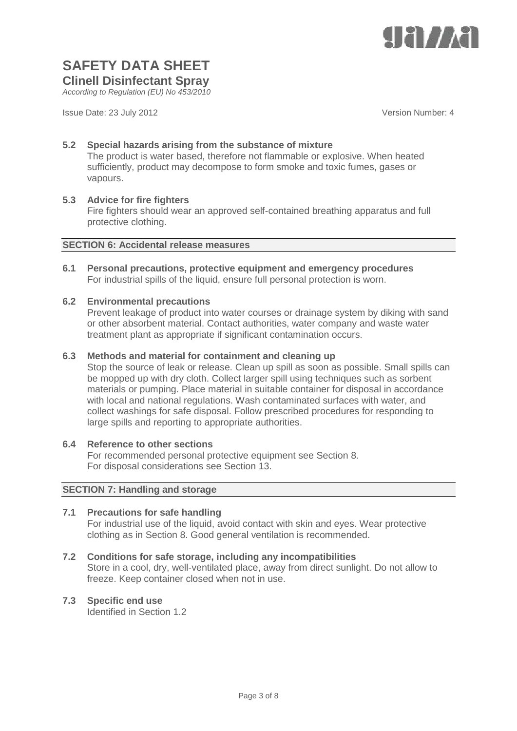**5.2 Special hazards arising from the substance of mixture**

The product is water based, therefore not flammable or explosive. When heated sufficiently, product may decompose to form smoke and toxic fumes, gases or vapours.

**5.3 Advice for fire fighters**

Fire fighters should wear an approved self-contained breathing apparatus and full protective clothing.

## SECTION 6: Accidental release measures

**6.1 Personal precautions, protective equipment and emergency procedures**

For industrial spills of the liquid, ensure full personal protection is worn.

**6.2 Environmental precautions**

Prevent leakage of product into water courses or drainage system by diking with sand or other absorbent material. Contact authorities, water company and waste water treatment plant as appropriate if significant contamination occurs.

**6.3 Methods and material for containment and cleaning up**

Stop the source of leak or release. Clean up spill as soon as possible. Small spills can be mopped up with dry cloth. Collect larger spill using techniques such as sorbent materials or pumping. Place material in suitable container for disposal in accordance with local and national regulations. Wash contaminated surfaces with water, and collect washings for safe disposal. Follow prescribed procedures for responding to large spills and reporting to appropriate authorities.

**6.4 Reference to other sections**

For recommended personal protective equipment see Section 8.
For disposal considerations see Section 13.

## SECTION 7: Handling and storage

**7.1 Precautions for safe handling**

For industrial use of the liquid, avoid contact with skin and eyes. Wear protective clothing as in Section 8. Good general ventilation is recommended.

**7.2 Conditions for safe storage, including any incompatibilities**

Store in a cool, dry, well-ventilated place, away from direct sunlight. Do not allow to freeze. Keep container closed when not in use.

**7.3 Specific end use**

Identified in Section 1.2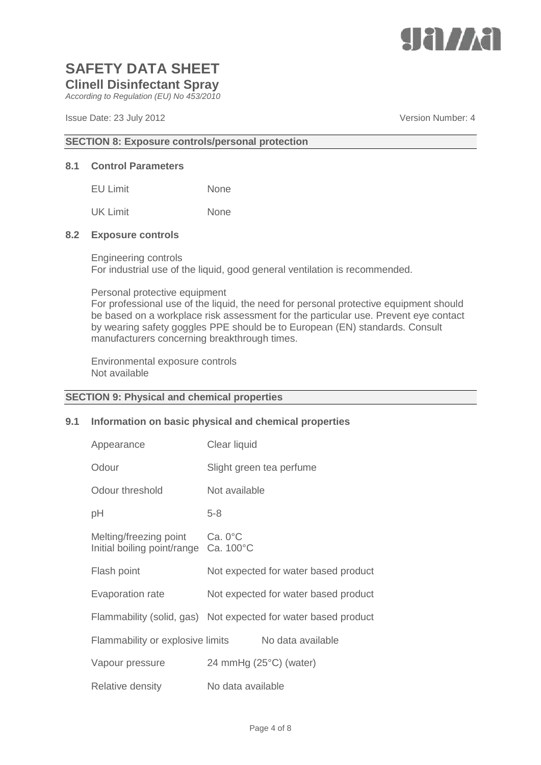# SAFETY DATA SHEET

## Clinell Disinfectant Spray

*According to Regulation (EU) No 453/2010*

Issue Date: 23 July 2012 Version Number: 4

### SECTION 8: Exposure controls/personal protection

**8.1 Control Parameters**

| | |
|---|---|
| EU Limit | None |
| UK Limit | None |

**8.2 Exposure controls**

Engineering controls
For industrial use of the liquid, good general ventilation is recommended.

Personal protective equipment
For professional use of the liquid, the need for personal protective equipment should be based on a workplace risk assessment for the particular use. Prevent eye contact by wearing safety goggles PPE should be to European (EN) standards. Consult manufacturers concerning breakthrough times.

Environmental exposure controls
Not available

### SECTION 9: Physical and chemical properties

**9.1 Information on basic physical and chemical properties**

| | |
|---|---|
| Appearance | Clear liquid |
| Odour | Slight green tea perfume |
| Odour threshold | Not available |
| pH | 5-8 |
| Melting/freezing point | Ca. 0°C |
| Initial boiling point/range | Ca. 100°C |
| Flash point | Not expected for water based product |
| Evaporation rate | Not expected for water based product |
| Flammability (solid, gas) | Not expected for water based product |
| Flammability or explosive limits | No data available |
| Vapour pressure | 24 mmHg (25°C) (water) |
| Relative density | No data available |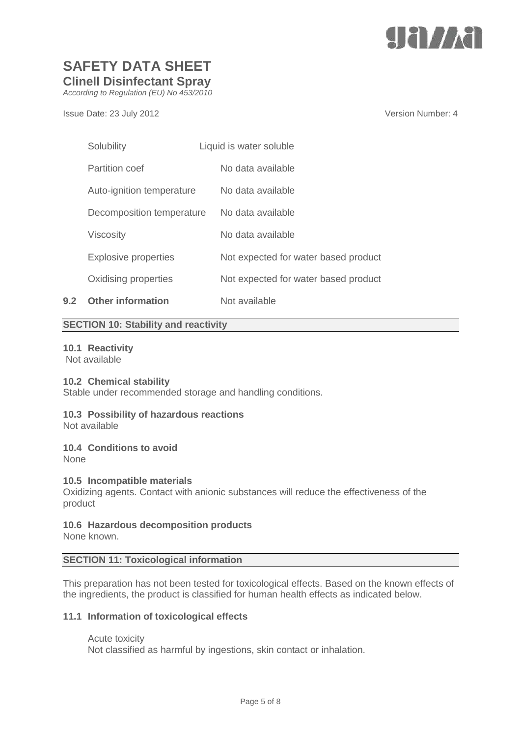| | |
|---|---|
| Solubility | Liquid is water soluble |
| Partition coef | No data available |
| Auto-ignition temperature | No data available |
| Decomposition temperature | No data available |
| Viscosity | No data available |
| Explosive properties | Not expected for water based product |
| Oxidising properties | Not expected for water based product |

**9.2 Other information** Not available

## SECTION 10: Stability and reactivity

**10.1 Reactivity**

Not available

**10.2 Chemical stability**

Stable under recommended storage and handling conditions.

**10.3 Possibility of hazardous reactions**

Not available

**10.4 Conditions to avoid**

None

**10.5 Incompatible materials**

Oxidizing agents. Contact with anionic substances will reduce the effectiveness of the product

**10.6 Hazardous decomposition products**

None known.

## SECTION 11: Toxicological information

This preparation has not been tested for toxicological effects. Based on the known effects of the ingredients, the product is classified for human health effects as indicated below.

**11.1 Information of toxicological effects**

Acute toxicity

Not classified as harmful by ingestions, skin contact or inhalation.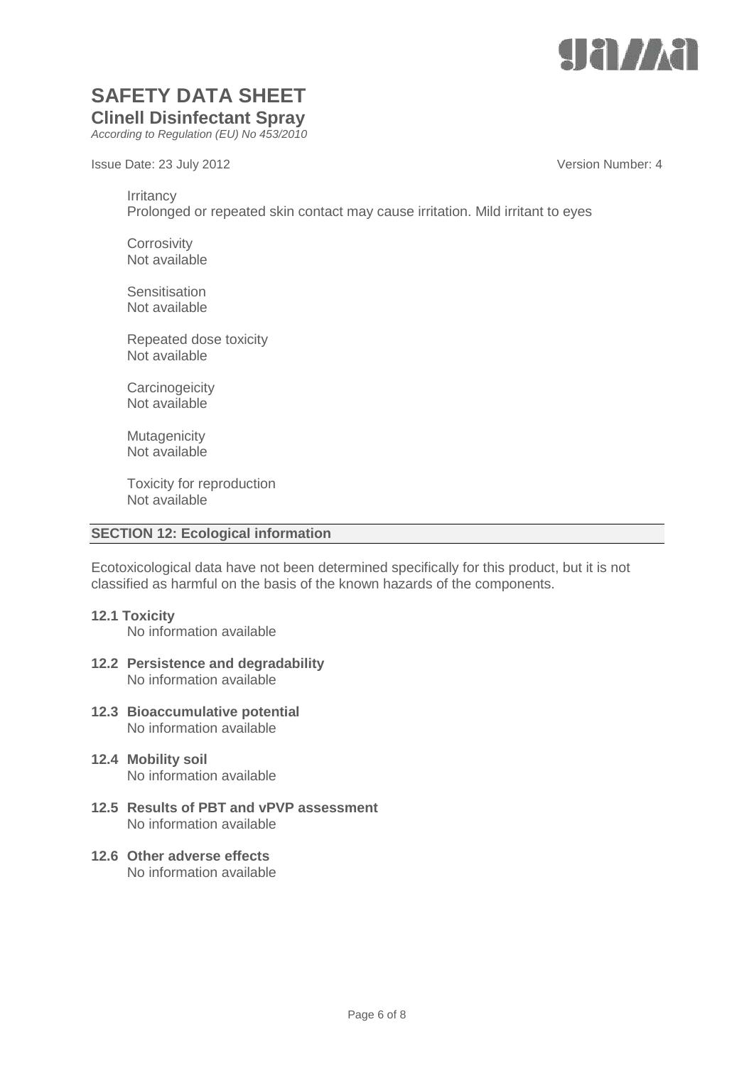Irritancy
Prolonged or repeated skin contact may cause irritation. Mild irritant to eyes

Corrosivity
Not available

Sensitisation
Not available

Repeated dose toxicity
Not available

Carcinogeicity
Not available

Mutagenicity
Not available

Toxicity for reproduction
Not available

## SECTION 12: Ecological information

Ecotoxicological data have not been determined specifically for this product, but it is not classified as harmful on the basis of the known hazards of the components.

**12.1 Toxicity**
No information available

**12.2 Persistence and degradability**
No information available

**12.3 Bioaccumulative potential**
No information available

**12.4 Mobility soil**
No information available

**12.5 Results of PBT and vPVP assessment**
No information available

**12.6 Other adverse effects**
No information available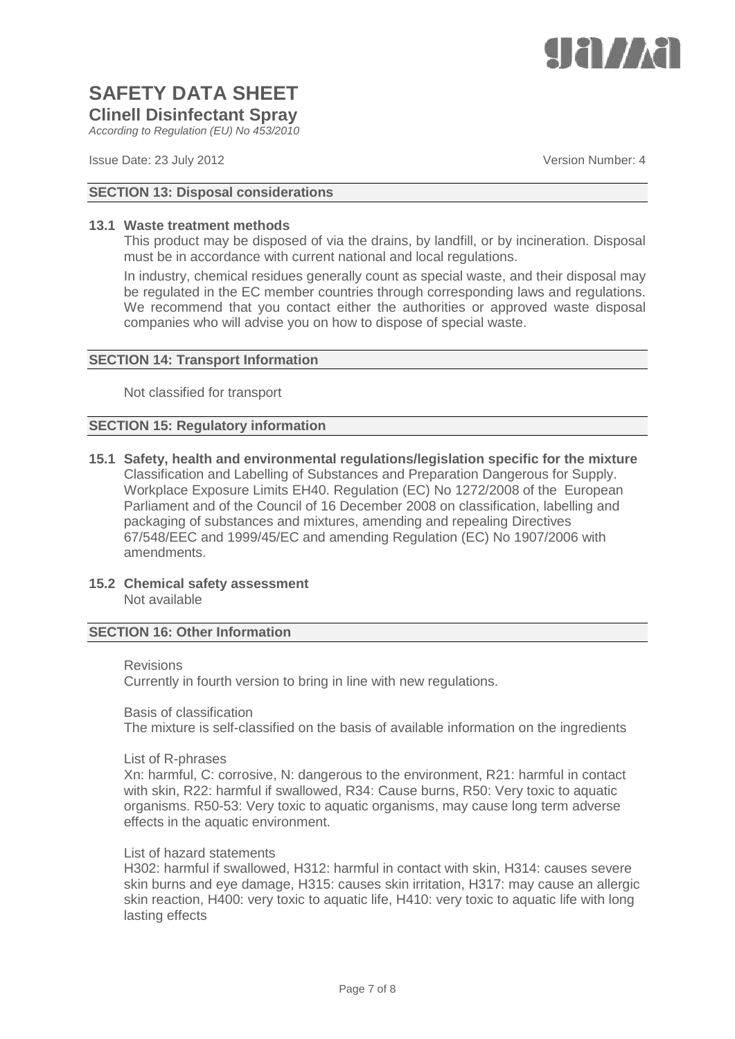# SAFETY DATA SHEET

## Clinell Disinfectant Spray

*According to Regulation (EU) No 453/2010*

Issue Date: 23 July 2012 Version Number: 4

### SECTION 13: Disposal considerations

**13.1 Waste treatment methods**

This product may be disposed of via the drains, by landfill, or by incineration. Disposal must be in accordance with current national and local regulations.

In industry, chemical residues generally count as special waste, and their disposal may be regulated in the EC member countries through corresponding laws and regulations. We recommend that you contact either the authorities or approved waste disposal companies who will advise you on how to dispose of special waste.

### SECTION 14: Transport Information

Not classified for transport

### SECTION 15: Regulatory information

**15.1 Safety, health and environmental regulations/legislation specific for the mixture**

Classification and Labelling of Substances and Preparation Dangerous for Supply. Workplace Exposure Limits EH40. Regulation (EC) No 1272/2008 of the European Parliament and of the Council of 16 December 2008 on classification, labelling and packaging of substances and mixtures, amending and repealing Directives 67/548/EEC and 1999/45/EC and amending Regulation (EC) No 1907/2006 with amendments.

**15.2 Chemical safety assessment**

Not available

### SECTION 16: Other Information

Revisions

Currently in fourth version to bring in line with new regulations.

Basis of classification

The mixture is self-classified on the basis of available information on the ingredients

List of R-phrases

Xn: harmful, C: corrosive, N: dangerous to the environment, R21: harmful in contact with skin, R22: harmful if swallowed, R34: Cause burns, R50: Very toxic to aquatic organisms. R50-53: Very toxic to aquatic organisms, may cause long term adverse effects in the aquatic environment.

List of hazard statements

H302: harmful if swallowed, H312: harmful in contact with skin, H314: causes severe skin burns and eye damage, H315: causes skin irritation, H317: may cause an allergic skin reaction, H400: very toxic to aquatic life, H410: very toxic to aquatic life with long lasting effects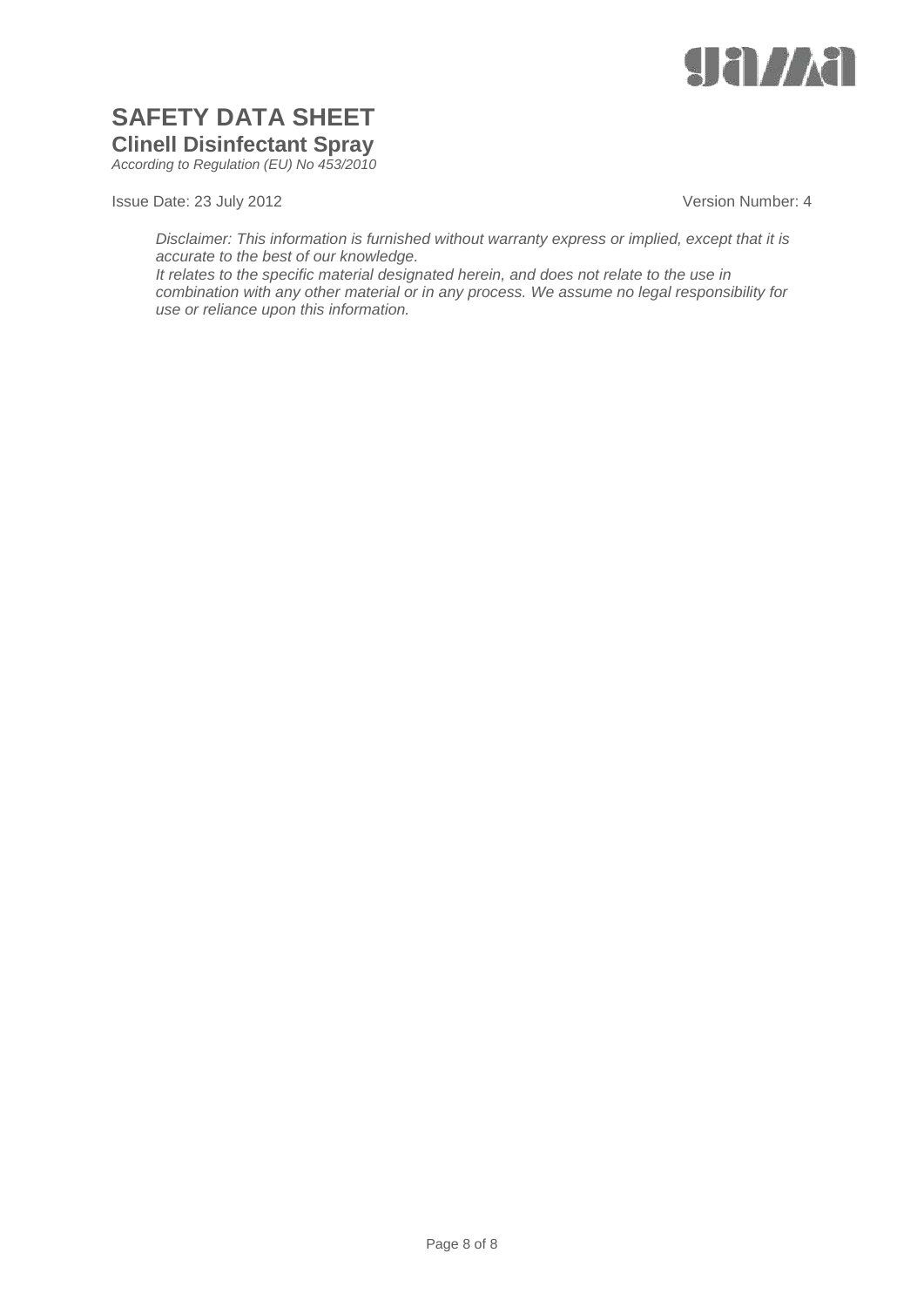*Disclaimer: This information is furnished without warranty express or implied, except that it is accurate to the best of our knowledge.*
*It relates to the specific material designated herein, and does not relate to the use in combination with any other material or in any process. We assume no legal responsibility for use or reliance upon this information.*